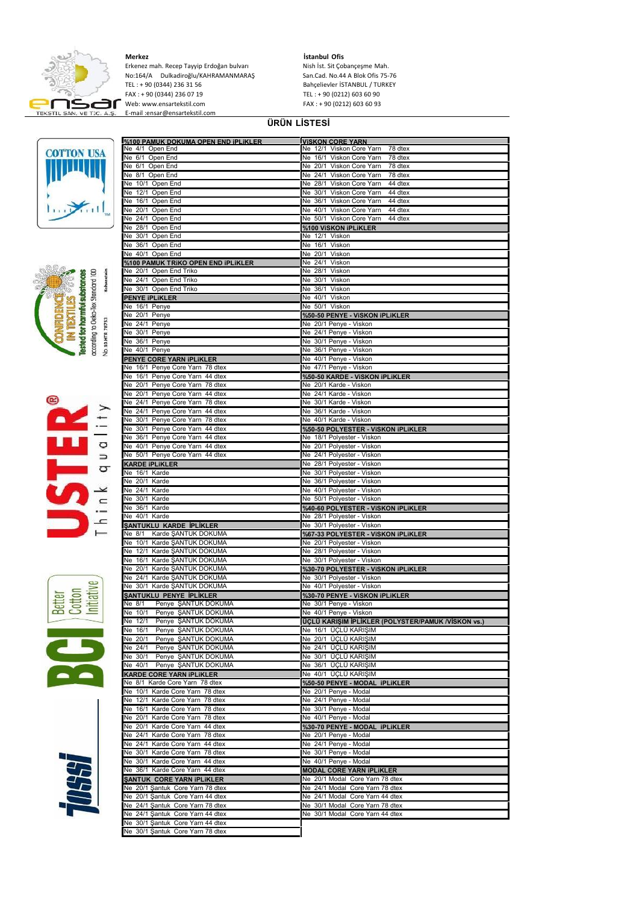**Merkez**
Erkenez mah. Recep Tayyip Erdoğan bulvarı
No:164/A Dulkadiroğlu/KAHRAMANMARAŞ
TEL : + 90 (0344) 236 31 56
FAX : + 90 (0344) 236 07 19
Web: www.ensartekstil.com
E-mail :ensar@ensartekstil.com

**İstanbul Ofis**
Nish İst. Sit Çobançeşme Mah.
San.Cad. No.44 A Blok Ofis 75-76
Bahçelievler İSTANBUL / TURKEY
TEL : + 90 (0212) 603 60 90
FAX : + 90 (0212) 603 60 93

# ÜRÜN LİSTESİ

**%100 PAMUK DOKUMA OPEN END İPLİKLER**
- Ne 4/1 Open End
- Ne 6/1 Open End
- Ne 6/1 Open End
- Ne 8/1 Open End
- Ne 10/1 Open End
- Ne 12/1 Open End
- Ne 16/1 Open End
- Ne 20/1 Open End
- Ne 24/1 Open End
- Ne 28/1 Open End
- Ne 30/1 Open End
- Ne 36/1 Open End
- Ne 40/1 Open End

**%100 PAMUK TRİKO OPEN END İPLİKLER**
- Ne 20/1 Open End Triko
- Ne 24/1 Open End Triko
- Ne 30/1 Open End Triko

**PENYE İPLİKLER**
- Ne 16/1 Penye
- Ne 20/1 Penye
- Ne 24/1 Penye
- Ne 30/1 Penye
- Ne 36/1 Penye
- Ne 40/1 Penye

**PENYE CORE YARN İPLİKLER**
- Ne 16/1 Penye Core Yarn 78 dtex
- Ne 16/1 Penye Core Yarn 44 dtex
- Ne 20/1 Penye Core Yarn 78 dtex
- Ne 20/1 Penye Core Yarn 44 dtex
- Ne 24/1 Penye Core Yarn 78 dtex
- Ne 24/1 Penye Core Yarn 44 dtex
- Ne 30/1 Penye Core Yarn 78 dtex
- Ne 30/1 Penye Core Yarn 44 dtex
- Ne 36/1 Penye Core Yarn 44 dtex
- Ne 40/1 Penye Core Yarn 44 dtex
- Ne 50/1 Penye Core Yarn 44 dtex

**KARDE İPLİKLER**
- Ne 16/1 Karde
- Ne 20/1 Karde
- Ne 24/1 Karde
- Ne 30/1 Karde
- Ne 36/1 Karde
- Ne 40/1 Karde

**ŞANTUKLU KARDE İPLİKLER**
- Ne 8/1 Karde ŞANTUK DOKUMA
- Ne 10/1 Karde ŞANTUK DOKUMA
- Ne 12/1 Karde ŞANTUK DOKUMA
- Ne 16/1 Karde ŞANTUK DOKUMA
- Ne 20/1 Karde ŞANTUK DOKUMA
- Ne 24/1 Karde ŞANTUK DOKUMA
- Ne 30/1 Karde ŞANTUK DOKUMA

**ŞANTUKLU PENYE İPLİKLER**
- Ne 8/1 Penye ŞANTUK DOKUMA
- Ne 10/1 Penye ŞANTUK DOKUMA
- Ne 12/1 Penye ŞANTUK DOKUMA
- Ne 16/1 Penye ŞANTUK DOKUMA
- Ne 20/1 Penye ŞANTUK DOKUMA
- Ne 24/1 Penye ŞANTUK DOKUMA
- Ne 30/1 Penye ŞANTUK DOKUMA
- Ne 40/1 Penye ŞANTUK DOKUMA

**KARDE CORE YARN İPLİKLER**
- Ne 8/1 Karde Core Yarn 78 dtex
- Ne 10/1 Karde Core Yarn 78 dtex
- Ne 12/1 Karde Core Yarn 78 dtex
- Ne 16/1 Karde Core Yarn 78 dtex
- Ne 20/1 Karde Core Yarn 78 dtex
- Ne 20/1 Karde Core Yarn 44 dtex
- Ne 24/1 Karde Core Yarn 78 dtex
- Ne 24/1 Karde Core Yarn 44 dtex
- Ne 30/1 Karde Core Yarn 78 dtex
- Ne 30/1 Karde Core Yarn 44 dtex
- Ne 36/1 Karde Core Yarn 44 dtex

**ŞANTUK CORE YARN İPLİKLER**
- Ne 20/1 Şantuk Core Yarn 78 dtex
- Ne 20/1 Şantuk Core Yarn 44 dtex
- Ne 24/1 Şantuk Core Yarn 78 dtex
- Ne 24/1 Şantuk Core Yarn 44 dtex
- Ne 30/1 Şantuk Core Yarn 44 dtex
- Ne 30/1 Şantuk Core Yarn 78 dtex

**VİSKON CORE YARN**
- Ne 12/1 Viskon Core Yarn 78 dtex
- Ne 16/1 Viskon Core Yarn 78 dtex
- Ne 20/1 Viskon Core Yarn 78 dtex
- Ne 24/1 Viskon Core Yarn 78 dtex
- Ne 28/1 Viskon Core Yarn 44 dtex
- Ne 30/1 Viskon Core Yarn 44 dtex
- Ne 36/1 Viskon Core Yarn 44 dtex
- Ne 40/1 Viskon Core Yarn 44 dtex
- Ne 50/1 Viskon Core Yarn 44 dtex

**%100 VİSKON İPLİKLER**
- Ne 12/1 Viskon
- Ne 16/1 Viskon
- Ne 20/1 Viskon
- Ne 24/1 Viskon
- Ne 28/1 Viskon
- Ne 30/1 Viskon
- Ne 36/1 Viskon
- Ne 40/1 Viskon
- Ne 50/1 Viskon

**%50-50 PENYE - VİSKON İPLİKLER**
- Ne 20/1 Penye - Viskon
- Ne 24/1 Penye - Viskon
- Ne 30/1 Penye - Viskon
- Ne 36/1 Penye - Viskon
- Ne 40/1 Penye - Viskon
- Ne 47/1 Penye - Viskon

**%50-50 KARDE - VİSKON İPLİKLER**
- Ne 20/1 Karde - Viskon
- Ne 24/1 Karde - Viskon
- Ne 30/1 Karde - Viskon
- Ne 36/1 Karde - Viskon
- Ne 40/1 Karde - Viskon

**%50-50 POLYESTER - VİSKON İPLİKLER**
- Ne 18/1 Polyester - Viskon
- Ne 20/1 Polyester - Viskon
- Ne 24/1 Polyester - Viskon
- Ne 28/1 Polyester - Viskon
- Ne 30/1 Polyester - Viskon
- Ne 36/1 Polyester - Viskon
- Ne 40/1 Polyester - Viskon
- Ne 50/1 Polyester - Viskon

**%40-60 POLYESTER - VİSKON İPLİKLER**
- Ne 28/1 Polyester - Viskon
- Ne 30/1 Polyester - Viskon

**%67-33 POLYESTER - VİSKON İPLİKLER**
- Ne 20/1 Polyester - Viskon
- Ne 28/1 Polyester - Viskon
- Ne 30/1 Polyester - Viskon

**%30-70 POLYESTER - VİSKON İPLİKLER**
- Ne 30/1 Polyester - Viskon
- Ne 40/1 Polyester - Viskon

**%30-70 PENYE - VİSKON İPLİKLER**
- Ne 30/1 Penye - Viskon
- Ne 40/1 Penye - Viskon

**ÜÇLÜ KARIŞIM İPLİKLER (POLYSTER/PAMUK /VİSKON vs.)**
- Ne 16/1 ÜÇLÜ KARIŞIM
- Ne 20/1 ÜÇLÜ KARIŞIM
- Ne 24/1 ÜÇLÜ KARIŞIM
- Ne 30/1 ÜÇLÜ KARIŞIM
- Ne 36/1 ÜÇLÜ KARIŞIM
- Ne 40/1 ÜÇLÜ KARIŞIM

**%50-50 PENYE - MODAL İPLİKLER**
- Ne 20/1 Penye - Modal
- Ne 24/1 Penye - Modal
- Ne 30/1 Penye - Modal
- Ne 40/1 Penye - Modal

**%30-70 PENYE - MODAL İPLİKLER**
- Ne 20/1 Penye - Modal
- Ne 24/1 Penye - Modal
- Ne 30/1 Penye - Modal
- Ne 40/1 Penye - Modal

**MODAL CORE YARN İPLİKLER**
- Ne 20/1 Modal Core Yarn 78 dtex
- Ne 24/1 Modal Core Yarn 78 dtex
- Ne 24/1 Modal Core Yarn 44 dtex
- Ne 30/1 Modal Core Yarn 78 dtex
- Ne 30/1 Modal Core Yarn 44 dtex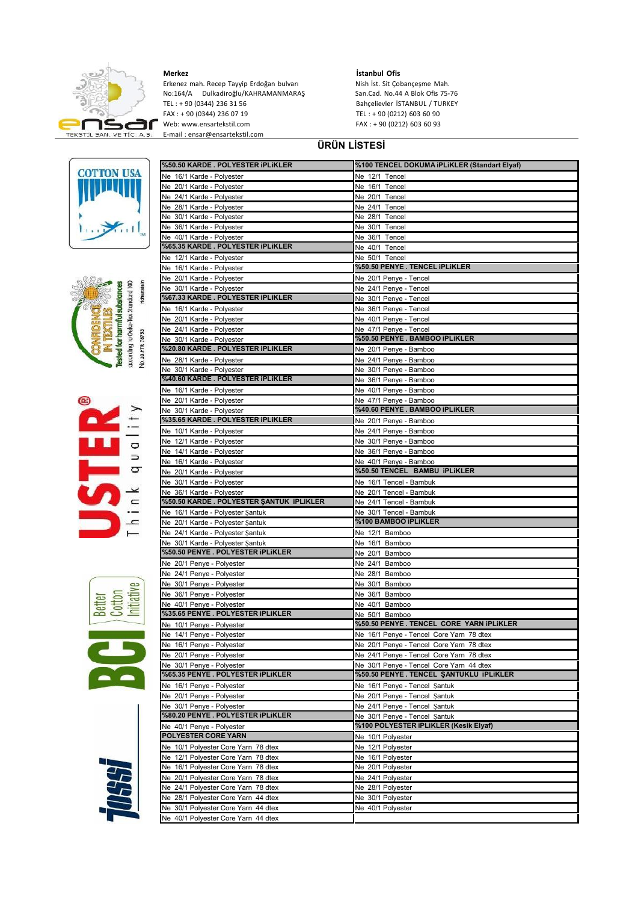**Merkez**
Erkenez mah. Recep Tayyip Erdoğan bulvarı
No:164/A Dulkadiroğlu/KAHRAMANMARAŞ
TEL : + 90 (0344) 236 31 56
FAX : + 90 (0344) 236 07 19
Web: www.ensartekstil.com
E-mail : ensar@ensartekstil.com

**İstanbul Ofis**
Nish İst. Sit Çobançeşme Mah.
San.Cad. No.44 A Blok Ofis 75-76
Bahçelievler İSTANBUL / TURKEY
TEL : + 90 (0212) 603 60 90
FAX : + 90 (0212) 603 60 93

## ÜRÜN LİSTESİ

| | |
|---|---|
| **%50.50 KARDE . POLYESTER iPLiKLER** | **%100 TENCEL DOKUMA iPLiKLER (Standart Elyaf)** |
| Ne 16/1 Karde - Polyester | Ne 12/1 Tencel |
| Ne 20/1 Karde - Polyester | Ne 16/1 Tencel |
| Ne 24/1 Karde - Polyester | Ne 20/1 Tencel |
| Ne 28/1 Karde - Polyester | Ne 24/1 Tencel |
| Ne 30/1 Karde - Polyester | Ne 28/1 Tencel |
| Ne 36/1 Karde - Polyester | Ne 30/1 Tencel |
| Ne 40/1 Karde - Polyester | Ne 36/1 Tencel |
| **%65.35 KARDE . POLYESTER iPLiKLER** | Ne 40/1 Tencel |
| Ne 12/1 Karde - Polyester | Ne 50/1 Tencel |
| Ne 16/1 Karde - Polyester | **%50.50 PENYE . TENCEL iPLiKLER** |
| Ne 20/1 Karde - Polyester | Ne 20/1 Penye - Tencel |
| Ne 30/1 Karde - Polyester | Ne 24/1 Penye - Tencel |
| **%67.33 KARDE . POLYESTER iPLiKLER** | Ne 30/1 Penye - Tencel |
| Ne 16/1 Karde - Polyester | Ne 36/1 Penye - Tencel |
| Ne 20/1 Karde - Polyester | Ne 40/1 Penye - Tencel |
| Ne 24/1 Karde - Polyester | Ne 47/1 Penye - Tencel |
| Ne 30/1 Karde - Polyester | **%50.50 PENYE . BAMBOO iPLiKLER** |
| **%20.80 KARDE . POLYESTER iPLiKLER** | Ne 20/1 Penye - Bamboo |
| Ne 28/1 Karde - Polyester | Ne 24/1 Penye - Bamboo |
| Ne 30/1 Karde - Polyester | Ne 30/1 Penye - Bamboo |
| **%40.60 KARDE . POLYESTER iPLiKLER** | Ne 36/1 Penye - Bamboo |
| Ne 16/1 Karde - Polyester | Ne 40/1 Penye - Bamboo |
| Ne 20/1 Karde - Polyester | Ne 47/1 Penye - Bamboo |
| Ne 30/1 Karde - Polyester | **%40.60 PENYE . BAMBOO iPLiKLER** |
| **%35.65 KARDE . POLYESTER iPLiKLER** | Ne 20/1 Penye - Bamboo |
| Ne 10/1 Karde - Polyester | Ne 24/1 Penye - Bamboo |
| Ne 12/1 Karde - Polyester | Ne 30/1 Penye - Bamboo |
| Ne 14/1 Karde - Polyester | Ne 36/1 Penye - Bamboo |
| Ne 16/1 Karde - Polyester | Ne 40/1 Penye - Bamboo |
| Ne 20/1 Karde - Polyester | **%50.50 TENCEL BAMBU iPLiKLER** |
| Ne 30/1 Karde - Polyester | Ne 16/1 Tencel - Bambuk |
| Ne 36/1 Karde - Polyester | Ne 20/1 Tencel - Bambuk |
| **%50.50 KARDE . POLYESTER ŞANTUK iPLiKLER** | Ne 24/1 Tencel - Bambuk |
| Ne 16/1 Karde - Polyester Şantuk | Ne 30/1 Tencel - Bambuk |
| Ne 20/1 Karde - Polyester Şantuk | **%100 BAMBOO iPLiKLER** |
| Ne 24/1 Karde - Polyester Şantuk | Ne 12/1 Bamboo |
| Ne 30/1 Karde - Polyester Şantuk | Ne 16/1 Bamboo |
| **%50.50 PENYE . POLYESTER iPLiKLER** | Ne 20/1 Bamboo |
| Ne 20/1 Penye - Polyester | Ne 24/1 Bamboo |
| Ne 24/1 Penye - Polyester | Ne 28/1 Bamboo |
| Ne 30/1 Penye - Polyester | Ne 30/1 Bamboo |
| Ne 36/1 Penye - Polyester | Ne 36/1 Bamboo |
| Ne 40/1 Penye - Polyester | Ne 40/1 Bamboo |
| **%35.65 PENYE . POLYESTER iPLiKLER** | Ne 50/1 Bamboo |
| Ne 10/1 Penye - Polyester | **%50.50 PENYE . TENCEL CORE YARN iPLiKLER** |
| Ne 14/1 Penye - Polyester | Ne 16/1 Penye - Tencel Core Yarn 78 dtex |
| Ne 16/1 Penye - Polyester | Ne 20/1 Penye - Tencel Core Yarn 78 dtex |
| Ne 20/1 Penye - Polyester | Ne 24/1 Penye - Tencel Core Yarn 78 dtex |
| Ne 30/1 Penye - Polyester | Ne 30/1 Penye - Tencel Core Yarn 44 dtex |
| **%65.35 PENYE . POLYESTER iPLiKLER** | **%50.50 PENYE . TENCEL ŞANTUKLU iPLiKLER** |
| Ne 16/1 Penye - Polyester | Ne 16/1 Penye - Tencel Şantuk |
| Ne 20/1 Penye - Polyester | Ne 20/1 Penye - Tencel Şantuk |
| Ne 30/1 Penye - Polyester | Ne 24/1 Penye - Tencel Şantuk |
| **%80.20 PENYE . POLYESTER iPLiKLER** | Ne 30/1 Penye - Tencel Şantuk |
| Ne 40/1 Penye - Polyester | **%100 POLYESTER iPLiKLER (Kesik Elyaf)** |
| **POLYESTER CORE YARN** | Ne 10/1 Polyester |
| Ne 10/1 Polyester Core Yarn 78 dtex | Ne 12/1 Polyester |
| Ne 12/1 Polyester Core Yarn 78 dtex | Ne 16/1 Polyester |
| Ne 16/1 Polyester Core Yarn 78 dtex | Ne 20/1 Polyester |
| Ne 20/1 Polyester Core Yarn 78 dtex | Ne 24/1 Polyester |
| Ne 24/1 Polyester Core Yarn 78 dtex | Ne 28/1 Polyester |
| Ne 28/1 Polyester Core Yarn 44 dtex | Ne 30/1 Polyester |
| Ne 30/1 Polyester Core Yarn 44 dtex | Ne 40/1 Polyester |
| Ne 40/1 Polyester Core Yarn 44 dtex | |